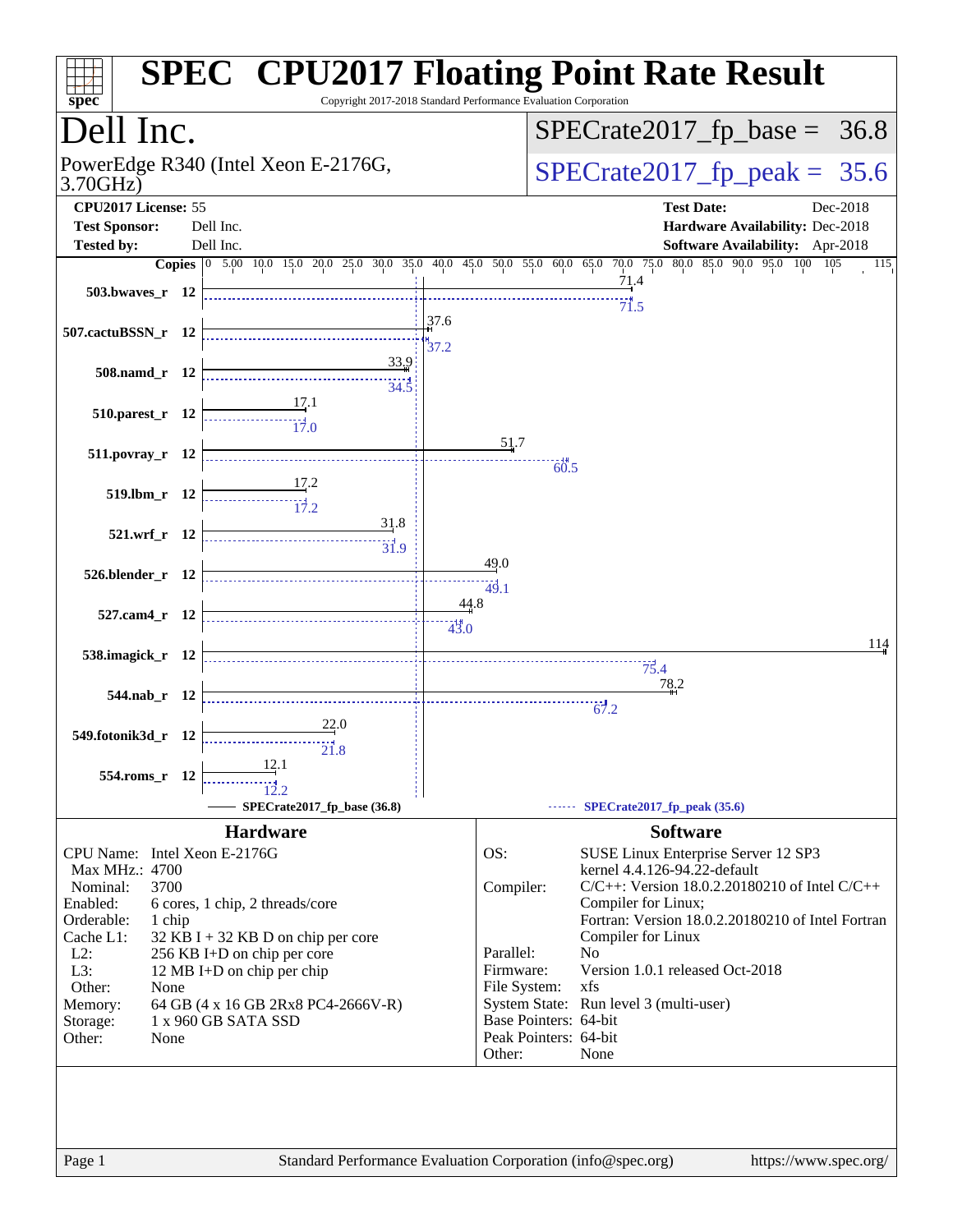# SPEC CPU2017 Floating Point Rate Result

Copyright 2017-2018 Standard Performance Evaluation Corporation

## Dell Inc.

PowerEdge R340 (Intel Xeon E-2176G, 3.70GHz)

SPECrate2017_fp_base = 36.8

SPECrate2017_fp_peak = 35.6

| | | | |
|---|---|---|---|
| **CPU2017 License:** | 55 | **Test Date:** | Dec-2018 |
| **Test Sponsor:** | Dell Inc. | **Hardware Availability:** | Dec-2018 |
| **Tested by:** | Dell Inc. | **Software Availability:** | Apr-2018 |

| Benchmark | Copies | Base | Peak |
|---|---|---|---|
| 503.bwaves_r | 12 | 71.4 | 71.5 |
| 507.cactuBSSN_r | 12 | 37.6 | 37.2 |
| 508.namd_r | 12 | 33.9 | 34.5 |
| 510.parest_r | 12 | 17.1 | 17.0 |
| 511.povray_r | 12 | 51.7 | 60.5 |
| 519.lbm_r | 12 | 17.2 | 17.2 |
| 521.wrf_r | 12 | 31.8 | 31.9 |
| 526.blender_r | 12 | 49.0 | 49.1 |
| 527.cam4_r | 12 | 44.8 | 43.0 |
| 538.imagick_r | 12 | 114 | 75.4 |
| 544.nab_r | 12 | 78.2 | 67.2 |
| 549.fotonik3d_r | 12 | 22.0 | 21.8 |
| 554.roms_r | 12 | 12.1 | 12.2 |

SPECrate2017_fp_base (36.8) — SPECrate2017_fp_peak (35.6)

### Hardware

| | |
|---|---|
| CPU Name: | Intel Xeon E-2176G |
| Max MHz.: | 4700 |
| Nominal: | 3700 |
| Enabled: | 6 cores, 1 chip, 2 threads/core |
| Orderable: | 1 chip |
| Cache L1: | 32 KB I + 32 KB D on chip per core |
| L2: | 256 KB I+D on chip per core |
| L3: | 12 MB I+D on chip per chip |
| Other: | None |
| Memory: | 64 GB (4 x 16 GB 2Rx8 PC4-2666V-R) |
| Storage: | 1 x 960 GB SATA SSD |
| Other: | None |

### Software

| | |
|---|---|
| OS: | SUSE Linux Enterprise Server 12 SP3 kernel 4.4.126-94.22-default |
| Compiler: | C/C++: Version 18.0.2.20180210 of Intel C/C++ Compiler for Linux; Fortran: Version 18.0.2.20180210 of Intel Fortran Compiler for Linux |
| Parallel: | No |
| Firmware: | Version 1.0.1 released Oct-2018 |
| File System: | xfs |
| System State: | Run level 3 (multi-user) |
| Base Pointers: | 64-bit |
| Peak Pointers: | 64-bit |
| Other: | None |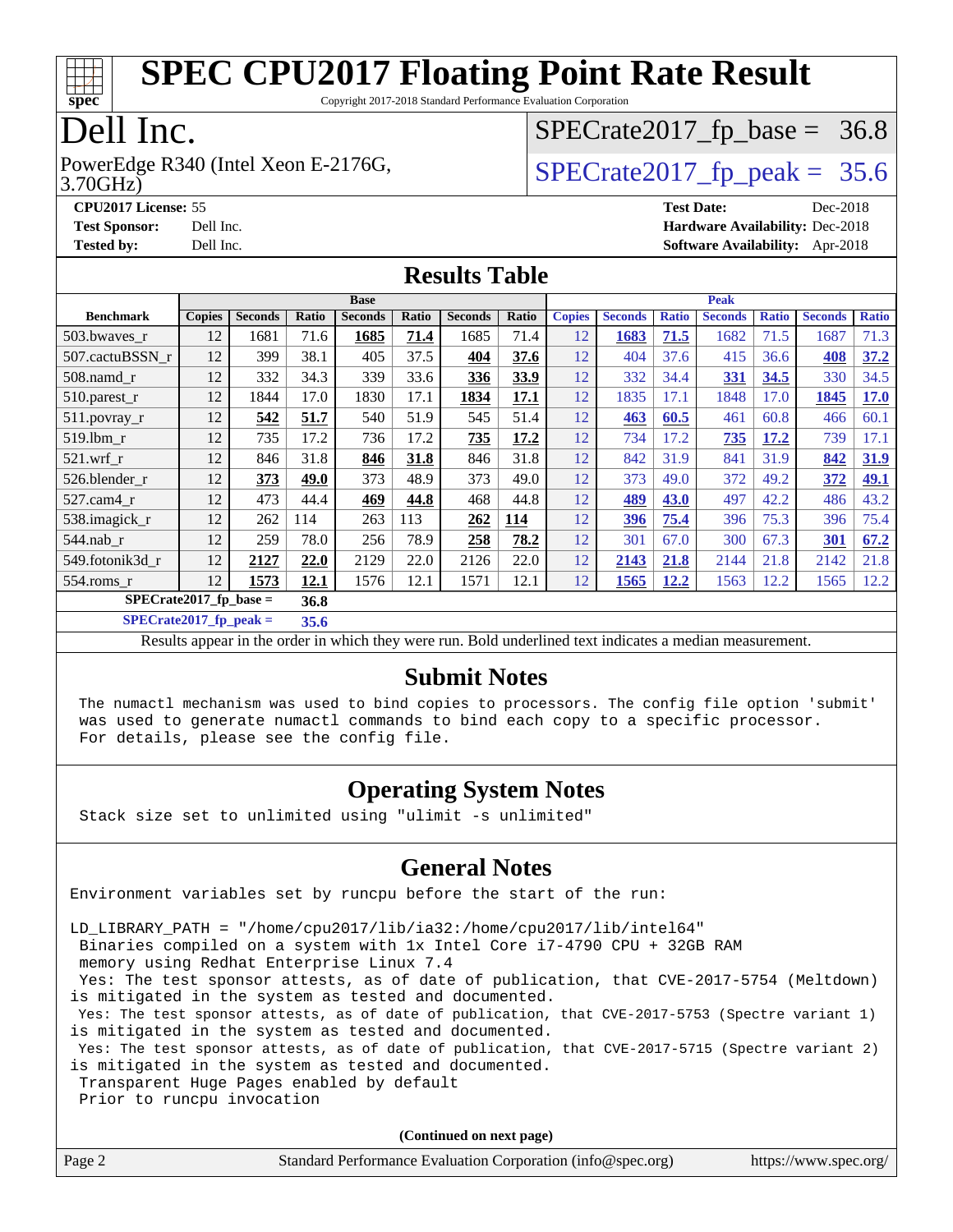# SPEC CPU2017 Floating Point Rate Result

Copyright 2017-2018 Standard Performance Evaluation Corporation

# Dell Inc.

PowerEdge R340 (Intel Xeon E-2176G, 3.70GHz)

SPECrate2017_fp_base = 36.8

SPECrate2017_fp_peak = 35.6

**CPU2017 License:** 55
**Test Sponsor:** Dell Inc.
**Tested by:** Dell Inc.

**Test Date:** Dec-2018
**Hardware Availability:** Dec-2018
**Software Availability:** Apr-2018

## Results Table

| | Base | | | | | | | Peak | | | | | | |
|---|---|---|---|---|---|---|---|---|---|---|---|---|---|---|
| **Benchmark** | **Copies** | **Seconds** | **Ratio** | **Seconds** | **Ratio** | **Seconds** | **Ratio** | **Copies** | **Seconds** | **Ratio** | **Seconds** | **Ratio** | **Seconds** | **Ratio** |
| 503.bwaves_r | 12 | 1681 | 71.6 | **1685** | **71.4** | 1685 | 71.4 | 12 | **1683** | **71.5** | 1682 | 71.5 | 1687 | 71.3 |
| 507.cactuBSSN_r | 12 | 399 | 38.1 | 405 | 37.5 | **404** | **37.6** | 12 | 404 | 37.6 | 415 | 36.6 | **408** | **37.2** |
| 508.namd_r | 12 | 332 | 34.3 | 339 | 33.6 | **336** | **33.9** | 12 | 332 | 34.4 | **331** | **34.5** | 330 | 34.5 |
| 510.parest_r | 12 | 1844 | 17.0 | 1830 | 17.1 | **1834** | **17.1** | 12 | 1835 | 17.1 | 1848 | 17.0 | **1845** | **17.0** |
| 511.povray_r | 12 | **542** | **51.7** | 540 | 51.9 | 545 | 51.4 | 12 | **463** | **60.5** | 461 | 60.8 | 466 | 60.1 |
| 519.lbm_r | 12 | 735 | 17.2 | 736 | 17.2 | **735** | **17.2** | 12 | 734 | 17.2 | **735** | **17.2** | 739 | 17.1 |
| 521.wrf_r | 12 | 846 | 31.8 | **846** | **31.8** | 846 | 31.8 | 12 | 842 | 31.9 | 841 | 31.9 | **842** | **31.9** |
| 526.blender_r | 12 | **373** | **49.0** | 373 | 48.9 | 373 | 49.0 | 12 | 373 | 49.0 | 372 | 49.2 | **372** | **49.1** |
| 527.cam4_r | 12 | 473 | 44.4 | **469** | **44.8** | 468 | 44.8 | 12 | **489** | **43.0** | 497 | 42.2 | 486 | 43.2 |
| 538.imagick_r | 12 | 262 | 114 | 263 | 113 | **262** | **114** | 12 | **396** | **75.4** | 396 | 75.3 | 396 | 75.4 |
| 544.nab_r | 12 | 259 | 78.0 | 256 | 78.9 | **258** | **78.2** | 12 | 301 | 67.0 | 300 | 67.3 | **301** | **67.2** |
| 549.fotonik3d_r | 12 | **2127** | **22.0** | 2129 | 22.0 | 2126 | 22.0 | 12 | **2143** | **21.8** | 2144 | 21.8 | 2142 | 21.8 |
| 554.roms_r | 12 | **1573** | **12.1** | 1576 | 12.1 | 1571 | 12.1 | 12 | **1565** | **12.2** | 1563 | 12.2 | 1565 | 12.2 |

**SPECrate2017_fp_base = 36.8**

**SPECrate2017_fp_peak = 35.6**

Results appear in the order in which they were run. Bold underlined text indicates a median measurement.

## Submit Notes

```
The numactl mechanism was used to bind copies to processors. The config file option 'submit'
was used to generate numactl commands to bind each copy to a specific processor.
For details, please see the config file.
```

## Operating System Notes

```
Stack size set to unlimited using "ulimit -s unlimited"
```

## General Notes

```
Environment variables set by runcpu before the start of the run:

LD_LIBRARY_PATH = "/home/cpu2017/lib/ia32:/home/cpu2017/lib/intel64"
 Binaries compiled on a system with 1x Intel Core i7-4790 CPU + 32GB RAM
 memory using Redhat Enterprise Linux 7.4
 Yes: The test sponsor attests, as of date of publication, that CVE-2017-5754 (Meltdown)
is mitigated in the system as tested and documented.
 Yes: The test sponsor attests, as of date of publication, that CVE-2017-5753 (Spectre variant 1)
is mitigated in the system as tested and documented.
 Yes: The test sponsor attests, as of date of publication, that CVE-2017-5715 (Spectre variant 2)
is mitigated in the system as tested and documented.
 Transparent Huge Pages enabled by default
 Prior to runcpu invocation
```

**(Continued on next page)**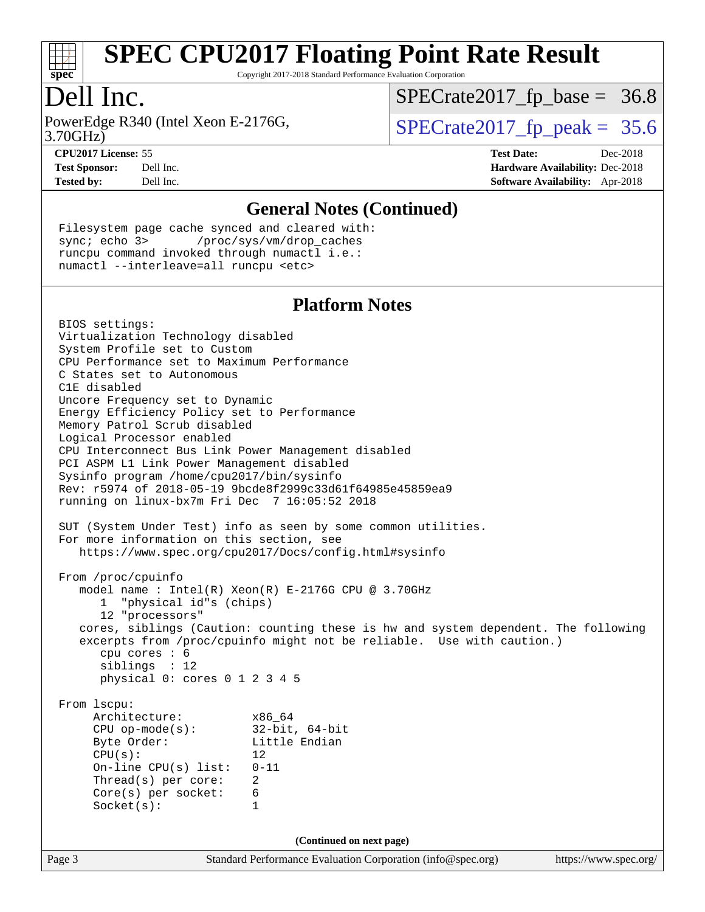## General Notes (Continued)

```
Filesystem page cache synced and cleared with:
sync; echo 3>       /proc/sys/vm/drop_caches
runcpu command invoked through numactl i.e.:
numactl --interleave=all runcpu <etc>
```

## Platform Notes

```
BIOS settings:
Virtualization Technology disabled
System Profile set to Custom
CPU Performance set to Maximum Performance
C States set to Autonomous
C1E disabled
Uncore Frequency set to Dynamic
Energy Efficiency Policy set to Performance
Memory Patrol Scrub disabled
Logical Processor enabled
CPU Interconnect Bus Link Power Management disabled
PCI ASPM L1 Link Power Management disabled
Sysinfo program /home/cpu2017/bin/sysinfo
Rev: r5974 of 2018-05-19 9bcde8f2999c33d61f64985e45859ea9
running on linux-bx7m Fri Dec  7 16:05:52 2018

SUT (System Under Test) info as seen by some common utilities.
For more information on this section, see
   https://www.spec.org/cpu2017/Docs/config.html#sysinfo

From /proc/cpuinfo
   model name : Intel(R) Xeon(R) E-2176G CPU @ 3.70GHz
      1  "physical id"s (chips)
      12 "processors"
   cores, siblings (Caution: counting these is hw and system dependent. The following
   excerpts from /proc/cpuinfo might not be reliable.  Use with caution.)
      cpu cores : 6
      siblings  : 12
      physical 0: cores 0 1 2 3 4 5

From lscpu:
     Architecture:          x86_64
     CPU op-mode(s):        32-bit, 64-bit
     Byte Order:            Little Endian
     CPU(s):                12
     On-line CPU(s) list:   0-11
     Thread(s) per core:    2
     Core(s) per socket:    6
     Socket(s):             1
```

(Continued on next page)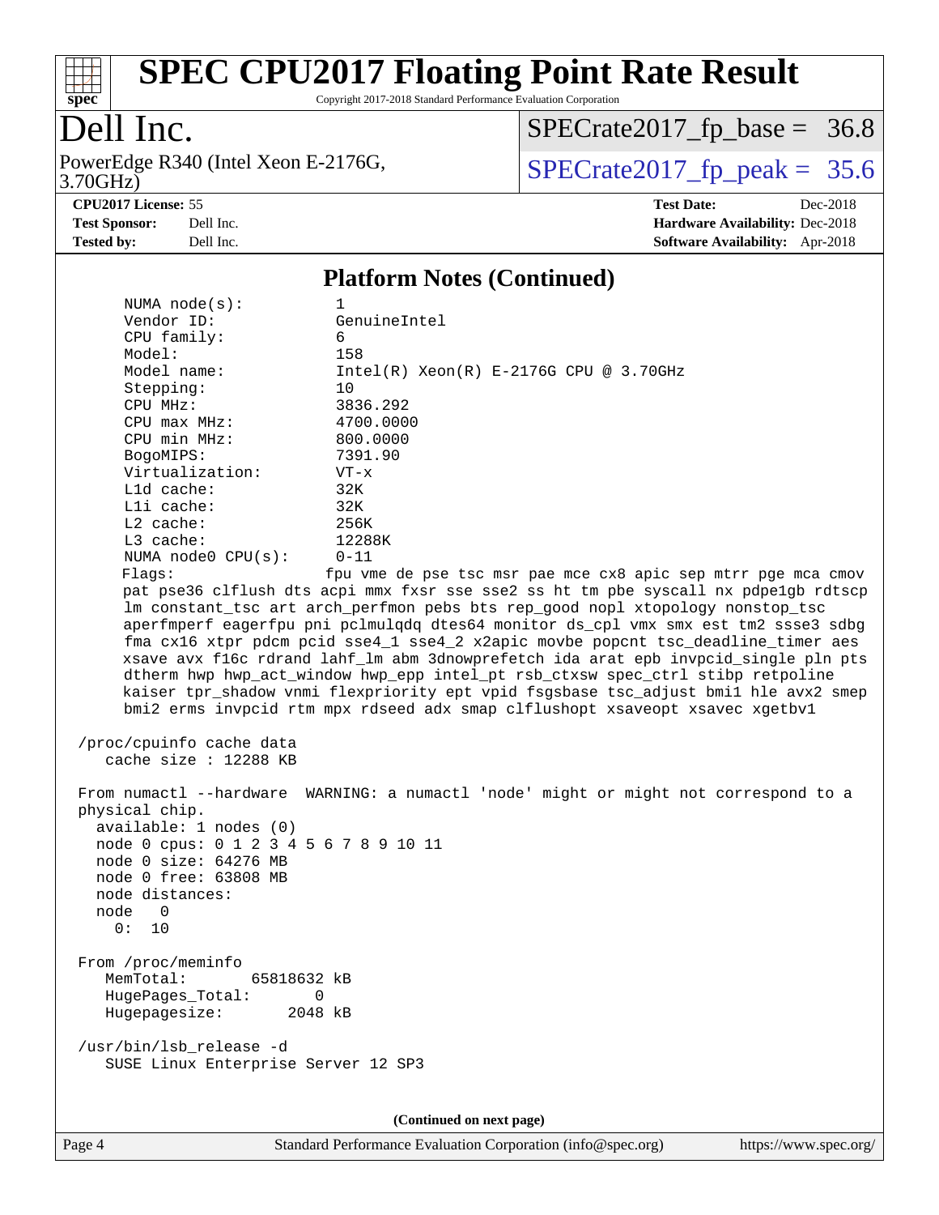# SPEC CPU2017 Floating Point Rate Result

Copyright 2017-2018 Standard Performance Evaluation Corporation

## Dell Inc.

PowerEdge R340 (Intel Xeon E-2176G, 3.70GHz)

SPECrate2017_fp_base = 36.8

SPECrate2017_fp_peak = 35.6

**CPU2017 License:** 55
**Test Sponsor:** Dell Inc.
**Tested by:** Dell Inc.

**Test Date:** Dec-2018
**Hardware Availability:** Dec-2018
**Software Availability:** Apr-2018

### Platform Notes (Continued)

```
      NUMA node(s):          1
      Vendor ID:             GenuineIntel
      CPU family:            6
      Model:                 158
      Model name:            Intel(R) Xeon(R) E-2176G CPU @ 3.70GHz
      Stepping:              10
      CPU MHz:               3836.292
      CPU max MHz:           4700.0000
      CPU min MHz:           800.0000
      BogoMIPS:              7391.90
      Virtualization:        VT-x
      L1d cache:             32K
      L1i cache:             32K
      L2 cache:              256K
      L3 cache:              12288K
      NUMA node0 CPU(s):     0-11
      Flags:                fpu vme de pse tsc msr pae mce cx8 apic sep mtrr pge mca cmov
      pat pse36 clflush dts acpi mmx fxsr sse sse2 ss ht tm pbe syscall nx pdpe1gb rdtscp
      lm constant_tsc art arch_perfmon pebs bts rep_good nopl xtopology nonstop_tsc
      aperfmperf eagerfpu pni pclmulqdq dtes64 monitor ds_cpl vmx smx est tm2 ssse3 sdbg
      fma cx16 xtpr pdcm pcid sse4_1 sse4_2 x2apic movbe popcnt tsc_deadline_timer aes
      xsave avx f16c rdrand lahf_lm abm 3dnowprefetch ida arat epb invpcid_single pln pts
      dtherm hwp hwp_act_window hwp_epp intel_pt rsb_ctxsw spec_ctrl stibp retpoline
      kaiser tpr_shadow vnmi flexpriority ept vpid fsgsbase tsc_adjust bmi1 hle avx2 smep
      bmi2 erms invpcid rtm mpx rdseed adx smap clflushopt xsaveopt xsavec xgetbv1

 /proc/cpuinfo cache data
    cache size : 12288 KB

 From numactl --hardware  WARNING: a numactl 'node' might or might not correspond to a
 physical chip.
   available: 1 nodes (0)
   node 0 cpus: 0 1 2 3 4 5 6 7 8 9 10 11
   node 0 size: 64276 MB
   node 0 free: 63808 MB
   node distances:
   node   0
     0:  10

 From /proc/meminfo
    MemTotal:       65818632 kB
    HugePages_Total:       0
    Hugepagesize:       2048 kB

 /usr/bin/lsb_release -d
    SUSE Linux Enterprise Server 12 SP3
```

(Continued on next page)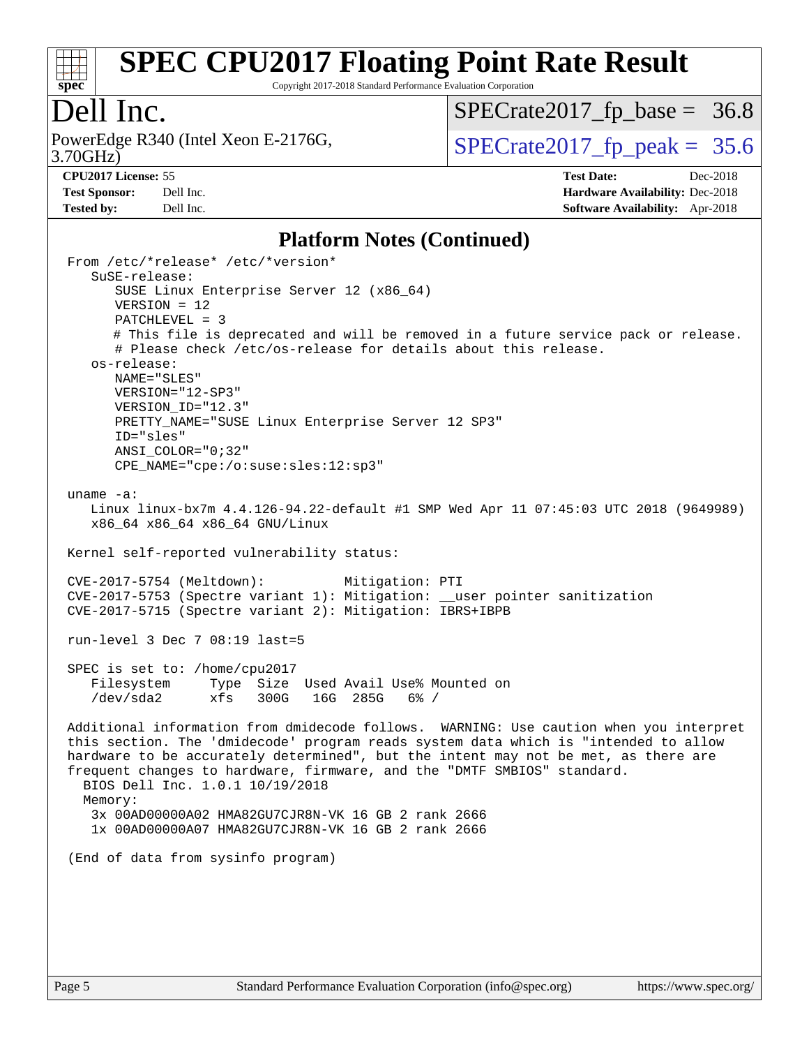# SPEC CPU2017 Floating Point Rate Result

Copyright 2017-2018 Standard Performance Evaluation Corporation

# Dell Inc.

PowerEdge R340 (Intel Xeon E-2176G, 3.70GHz)

SPECrate2017_fp_base = 36.8

SPECrate2017_fp_peak = 35.6

**CPU2017 License:** 55
**Test Sponsor:** Dell Inc.
**Tested by:** Dell Inc.

**Test Date:** Dec-2018
**Hardware Availability:** Dec-2018
**Software Availability:** Apr-2018

## Platform Notes (Continued)

```
From /etc/*release* /etc/*version*
   SuSE-release:
      SUSE Linux Enterprise Server 12 (x86_64)
      VERSION = 12
      PATCHLEVEL = 3
      # This file is deprecated and will be removed in a future service pack or release.
      # Please check /etc/os-release for details about this release.
   os-release:
      NAME="SLES"
      VERSION="12-SP3"
      VERSION_ID="12.3"
      PRETTY_NAME="SUSE Linux Enterprise Server 12 SP3"
      ID="sles"
      ANSI_COLOR="0;32"
      CPE_NAME="cpe:/o:suse:sles:12:sp3"

uname -a:
   Linux linux-bx7m 4.4.126-94.22-default #1 SMP Wed Apr 11 07:45:03 UTC 2018 (9649989)
   x86_64 x86_64 x86_64 GNU/Linux

Kernel self-reported vulnerability status:

CVE-2017-5754 (Meltdown):          Mitigation: PTI
CVE-2017-5753 (Spectre variant 1): Mitigation: __user pointer sanitization
CVE-2017-5715 (Spectre variant 2): Mitigation: IBRS+IBPB

run-level 3 Dec 7 08:19 last=5

SPEC is set to: /home/cpu2017
   Filesystem     Type  Size  Used Avail Use% Mounted on
   /dev/sda2      xfs   300G   16G  285G   6% /

Additional information from dmidecode follows.  WARNING: Use caution when you interpret
this section. The 'dmidecode' program reads system data which is "intended to allow
hardware to be accurately determined", but the intent may not be met, as there are
frequent changes to hardware, firmware, and the "DMTF SMBIOS" standard.
  BIOS Dell Inc. 1.0.1 10/19/2018
  Memory:
   3x 00AD00000A02 HMA82GU7CJR8N-VK 16 GB 2 rank 2666
   1x 00AD00000A07 HMA82GU7CJR8N-VK 16 GB 2 rank 2666

(End of data from sysinfo program)
```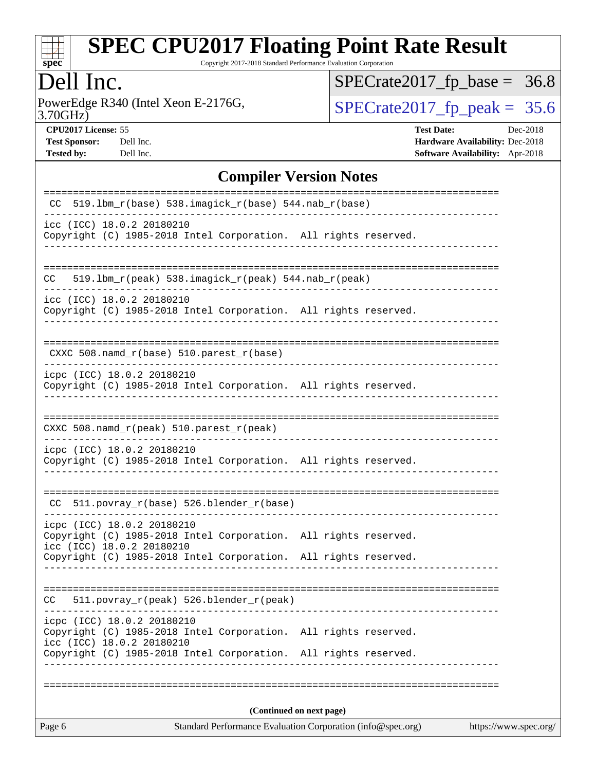# SPEC CPU2017 Floating Point Rate Result

Copyright 2017-2018 Standard Performance Evaluation Corporation

## Dell Inc.

PowerEdge R340 (Intel Xeon E-2176G, 3.70GHz)

SPECrate2017_fp_base = 36.8

SPECrate2017_fp_peak = 35.6

**CPU2017 License:** 55
**Test Sponsor:** Dell Inc.
**Tested by:** Dell Inc.

**Test Date:** Dec-2018
**Hardware Availability:** Dec-2018
**Software Availability:** Apr-2018

## Compiler Version Notes

```
==============================================================================
 CC  519.lbm_r(base) 538.imagick_r(base) 544.nab_r(base)
------------------------------------------------------------------------------
icc (ICC) 18.0.2 20180210
Copyright (C) 1985-2018 Intel Corporation.  All rights reserved.
------------------------------------------------------------------------------

==============================================================================
CC   519.lbm_r(peak) 538.imagick_r(peak) 544.nab_r(peak)
------------------------------------------------------------------------------
icc (ICC) 18.0.2 20180210
Copyright (C) 1985-2018 Intel Corporation.  All rights reserved.
------------------------------------------------------------------------------

==============================================================================
 CXXC 508.namd_r(base) 510.parest_r(base)
------------------------------------------------------------------------------
icpc (ICC) 18.0.2 20180210
Copyright (C) 1985-2018 Intel Corporation.  All rights reserved.
------------------------------------------------------------------------------

==============================================================================
CXXC 508.namd_r(peak) 510.parest_r(peak)
------------------------------------------------------------------------------
icpc (ICC) 18.0.2 20180210
Copyright (C) 1985-2018 Intel Corporation.  All rights reserved.
------------------------------------------------------------------------------

==============================================================================
 CC  511.povray_r(base) 526.blender_r(base)
------------------------------------------------------------------------------
icpc (ICC) 18.0.2 20180210
Copyright (C) 1985-2018 Intel Corporation.  All rights reserved.
icc (ICC) 18.0.2 20180210
Copyright (C) 1985-2018 Intel Corporation.  All rights reserved.
------------------------------------------------------------------------------

==============================================================================
CC   511.povray_r(peak) 526.blender_r(peak)
------------------------------------------------------------------------------
icpc (ICC) 18.0.2 20180210
Copyright (C) 1985-2018 Intel Corporation.  All rights reserved.
icc (ICC) 18.0.2 20180210
Copyright (C) 1985-2018 Intel Corporation.  All rights reserved.
------------------------------------------------------------------------------

==============================================================================
```

**(Continued on next page)**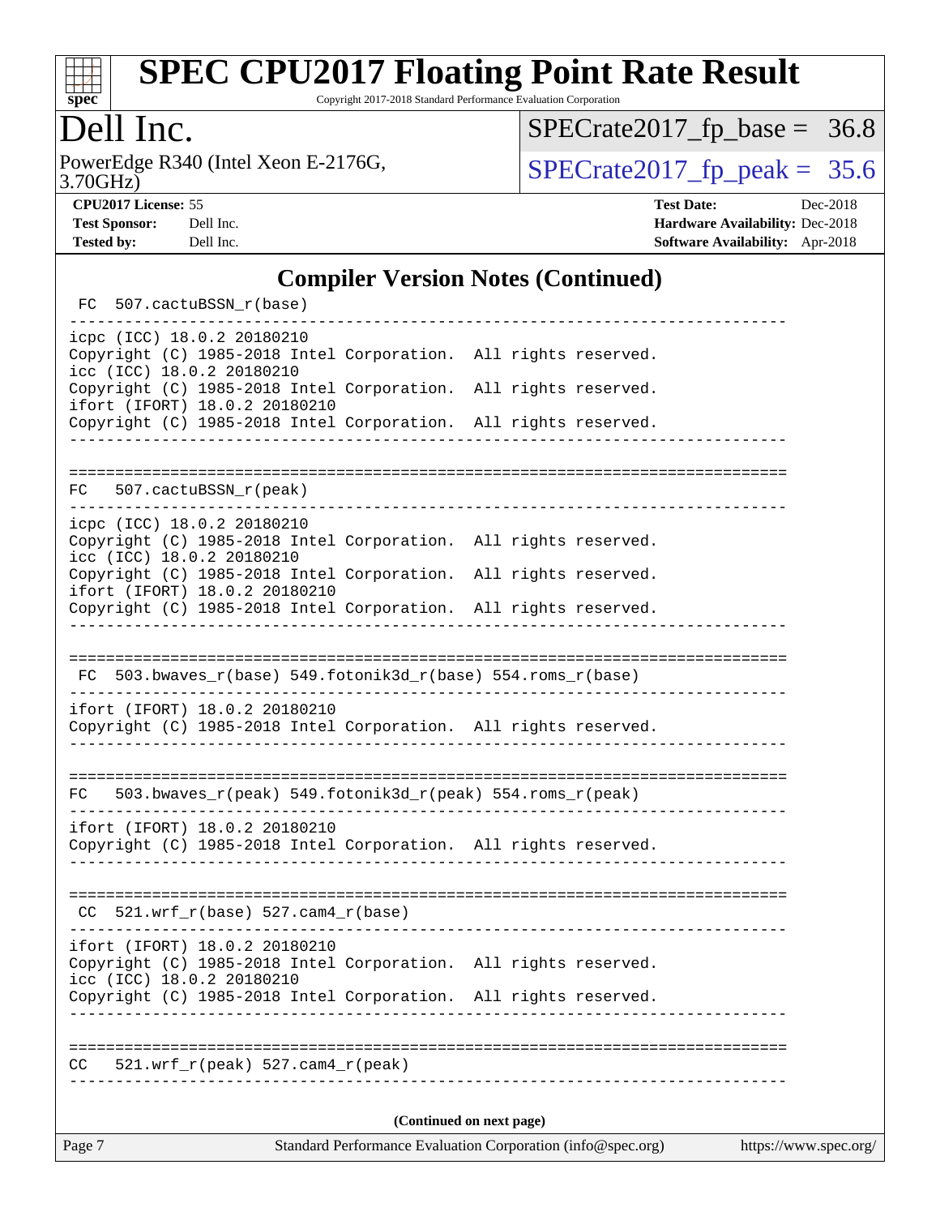# Dell Inc.

PowerEdge R340 (Intel Xeon E-2176G, 3.70GHz)

SPECrate2017_fp_base = 36.8

SPECrate2017_fp_peak = 35.6

**CPU2017 License:** 55
**Test Sponsor:** Dell Inc.
**Tested by:** Dell Inc.

**Test Date:** Dec-2018
**Hardware Availability:** Dec-2018
**Software Availability:** Apr-2018

## Compiler Version Notes (Continued)

```
 FC  507.cactuBSSN_r(base)
------------------------------------------------------------------------------
icpc (ICC) 18.0.2 20180210
Copyright (C) 1985-2018 Intel Corporation.  All rights reserved.
icc (ICC) 18.0.2 20180210
Copyright (C) 1985-2018 Intel Corporation.  All rights reserved.
ifort (IFORT) 18.0.2 20180210
Copyright (C) 1985-2018 Intel Corporation.  All rights reserved.
------------------------------------------------------------------------------

==============================================================================
FC   507.cactuBSSN_r(peak)
------------------------------------------------------------------------------
icpc (ICC) 18.0.2 20180210
Copyright (C) 1985-2018 Intel Corporation.  All rights reserved.
icc (ICC) 18.0.2 20180210
Copyright (C) 1985-2018 Intel Corporation.  All rights reserved.
ifort (IFORT) 18.0.2 20180210
Copyright (C) 1985-2018 Intel Corporation.  All rights reserved.
------------------------------------------------------------------------------

==============================================================================
 FC  503.bwaves_r(base) 549.fotonik3d_r(base) 554.roms_r(base)
------------------------------------------------------------------------------
ifort (IFORT) 18.0.2 20180210
Copyright (C) 1985-2018 Intel Corporation.  All rights reserved.
------------------------------------------------------------------------------

==============================================================================
FC   503.bwaves_r(peak) 549.fotonik3d_r(peak) 554.roms_r(peak)
------------------------------------------------------------------------------
ifort (IFORT) 18.0.2 20180210
Copyright (C) 1985-2018 Intel Corporation.  All rights reserved.
------------------------------------------------------------------------------

==============================================================================
 CC  521.wrf_r(base) 527.cam4_r(base)
------------------------------------------------------------------------------
ifort (IFORT) 18.0.2 20180210
Copyright (C) 1985-2018 Intel Corporation.  All rights reserved.
icc (ICC) 18.0.2 20180210
Copyright (C) 1985-2018 Intel Corporation.  All rights reserved.
------------------------------------------------------------------------------

==============================================================================
CC   521.wrf_r(peak) 527.cam4_r(peak)
------------------------------------------------------------------------------
```

**(Continued on next page)**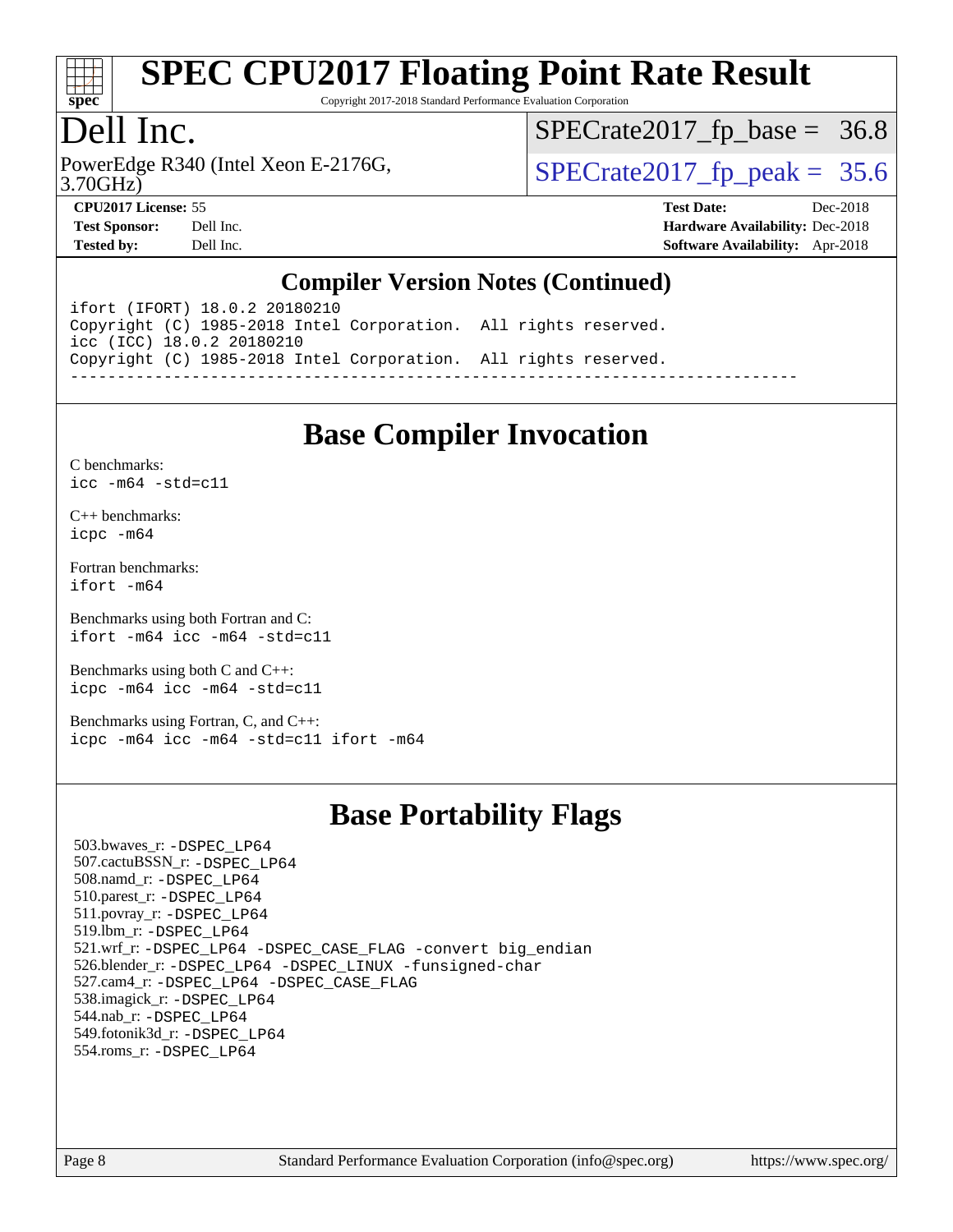# SPEC CPU2017 Floating Point Rate Result

Copyright 2017-2018 Standard Performance Evaluation Corporation

## Dell Inc.

PowerEdge R340 (Intel Xeon E-2176G, 3.70GHz)

SPECrate2017_fp_base = 36.8

SPECrate2017_fp_peak = 35.6

**CPU2017 License:** 55
**Test Sponsor:** Dell Inc.
**Tested by:** Dell Inc.

**Test Date:** Dec-2018
**Hardware Availability:** Dec-2018
**Software Availability:** Apr-2018

## Compiler Version Notes (Continued)

```
ifort (IFORT) 18.0.2 20180210
Copyright (C) 1985-2018 Intel Corporation.  All rights reserved.
icc (ICC) 18.0.2 20180210
Copyright (C) 1985-2018 Intel Corporation.  All rights reserved.
------------------------------------------------------------------------------
```

## Base Compiler Invocation

C benchmarks:
`icc -m64 -std=c11`

C++ benchmarks:
`icpc -m64`

Fortran benchmarks:
`ifort -m64`

Benchmarks using both Fortran and C:
`ifort -m64 icc -m64 -std=c11`

Benchmarks using both C and C++:
`icpc -m64 icc -m64 -std=c11`

Benchmarks using Fortran, C, and C++:
`icpc -m64 icc -m64 -std=c11 ifort -m64`

## Base Portability Flags

503.bwaves_r: -DSPEC_LP64
507.cactuBSSN_r: -DSPEC_LP64
508.namd_r: -DSPEC_LP64
510.parest_r: -DSPEC_LP64
511.povray_r: -DSPEC_LP64
519.lbm_r: -DSPEC_LP64
521.wrf_r: -DSPEC_LP64 -DSPEC_CASE_FLAG -convert big_endian
526.blender_r: -DSPEC_LP64 -DSPEC_LINUX -funsigned-char
527.cam4_r: -DSPEC_LP64 -DSPEC_CASE_FLAG
538.imagick_r: -DSPEC_LP64
544.nab_r: -DSPEC_LP64
549.fotonik3d_r: -DSPEC_LP64
554.roms_r: -DSPEC_LP64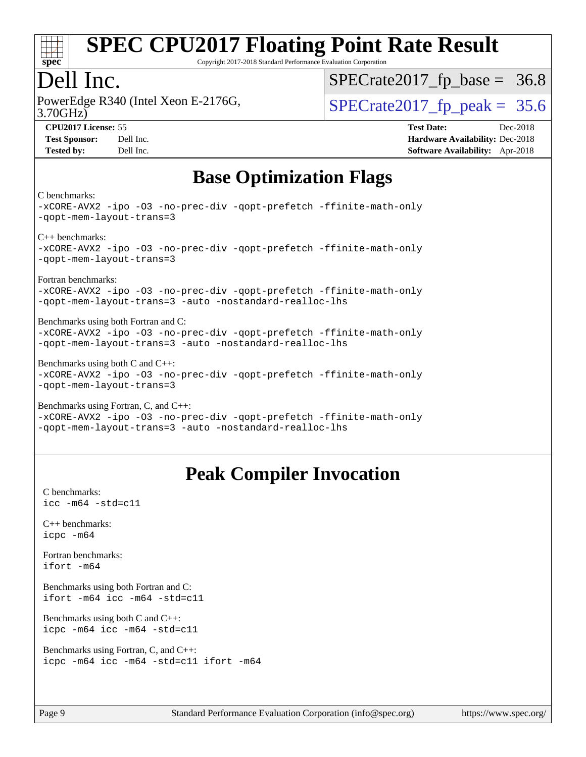# Base Optimization Flags

C benchmarks:
```
-xCORE-AVX2 -ipo -O3 -no-prec-div -qopt-prefetch -ffinite-math-only
-qopt-mem-layout-trans=3
```

C++ benchmarks:
```
-xCORE-AVX2 -ipo -O3 -no-prec-div -qopt-prefetch -ffinite-math-only
-qopt-mem-layout-trans=3
```

Fortran benchmarks:
```
-xCORE-AVX2 -ipo -O3 -no-prec-div -qopt-prefetch -ffinite-math-only
-qopt-mem-layout-trans=3 -auto -nostandard-realloc-lhs
```

Benchmarks using both Fortran and C:
```
-xCORE-AVX2 -ipo -O3 -no-prec-div -qopt-prefetch -ffinite-math-only
-qopt-mem-layout-trans=3 -auto -nostandard-realloc-lhs
```

Benchmarks using both C and C++:
```
-xCORE-AVX2 -ipo -O3 -no-prec-div -qopt-prefetch -ffinite-math-only
-qopt-mem-layout-trans=3
```

Benchmarks using Fortran, C, and C++:
```
-xCORE-AVX2 -ipo -O3 -no-prec-div -qopt-prefetch -ffinite-math-only
-qopt-mem-layout-trans=3 -auto -nostandard-realloc-lhs
```

# Peak Compiler Invocation

C benchmarks:
```
icc -m64 -std=c11
```

C++ benchmarks:
```
icpc -m64
```

Fortran benchmarks:
```
ifort -m64
```

Benchmarks using both Fortran and C:
```
ifort -m64 icc -m64 -std=c11
```

Benchmarks using both C and C++:
```
icpc -m64 icc -m64 -std=c11
```

Benchmarks using Fortran, C, and C++:
```
icpc -m64 icc -m64 -std=c11 ifort -m64
```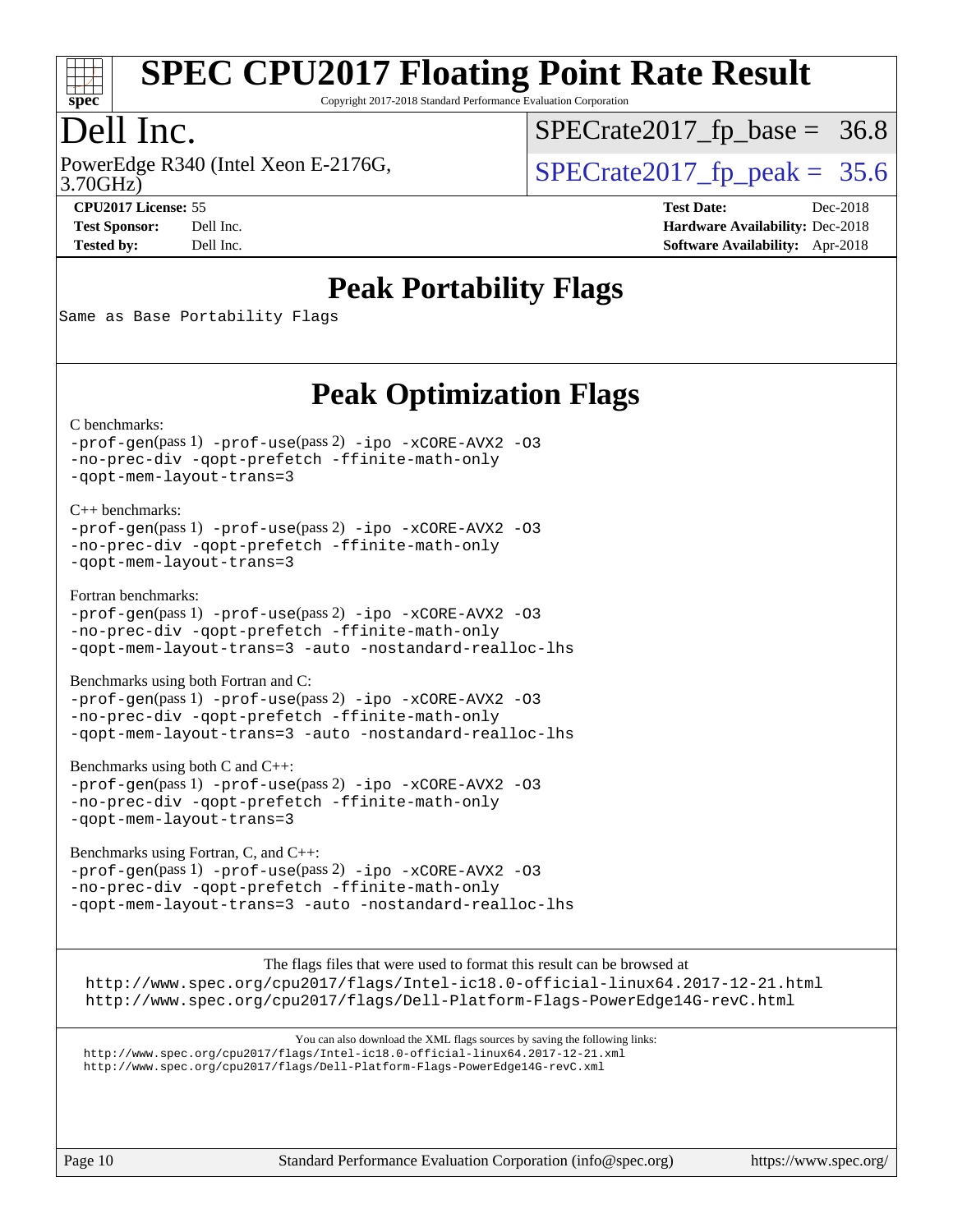# SPEC CPU2017 Floating Point Rate Result

Copyright 2017-2018 Standard Performance Evaluation Corporation

## Dell Inc.

PowerEdge R340 (Intel Xeon E-2176G, 3.70GHz)

SPECrate2017_fp_base = 36.8

SPECrate2017_fp_peak = 35.6

**CPU2017 License:** 55
**Test Sponsor:** Dell Inc.
**Tested by:** Dell Inc.

**Test Date:** Dec-2018
**Hardware Availability:** Dec-2018
**Software Availability:** Apr-2018

## Peak Portability Flags

Same as Base Portability Flags

## Peak Optimization Flags

C benchmarks:
```
-prof-gen(pass 1) -prof-use(pass 2) -ipo -xCORE-AVX2 -O3
-no-prec-div -qopt-prefetch -ffinite-math-only
-qopt-mem-layout-trans=3
```

C++ benchmarks:
```
-prof-gen(pass 1) -prof-use(pass 2) -ipo -xCORE-AVX2 -O3
-no-prec-div -qopt-prefetch -ffinite-math-only
-qopt-mem-layout-trans=3
```

Fortran benchmarks:
```
-prof-gen(pass 1) -prof-use(pass 2) -ipo -xCORE-AVX2 -O3
-no-prec-div -qopt-prefetch -ffinite-math-only
-qopt-mem-layout-trans=3 -auto -nostandard-realloc-lhs
```

Benchmarks using both Fortran and C:
```
-prof-gen(pass 1) -prof-use(pass 2) -ipo -xCORE-AVX2 -O3
-no-prec-div -qopt-prefetch -ffinite-math-only
-qopt-mem-layout-trans=3 -auto -nostandard-realloc-lhs
```

Benchmarks using both C and C++:
```
-prof-gen(pass 1) -prof-use(pass 2) -ipo -xCORE-AVX2 -O3
-no-prec-div -qopt-prefetch -ffinite-math-only
-qopt-mem-layout-trans=3
```

Benchmarks using Fortran, C, and C++:
```
-prof-gen(pass 1) -prof-use(pass 2) -ipo -xCORE-AVX2 -O3
-no-prec-div -qopt-prefetch -ffinite-math-only
-qopt-mem-layout-trans=3 -auto -nostandard-realloc-lhs
```

The flags files that were used to format this result can be browsed at
http://www.spec.org/cpu2017/flags/Intel-ic18.0-official-linux64.2017-12-21.html
http://www.spec.org/cpu2017/flags/Dell-Platform-Flags-PowerEdge14G-revC.html

You can also download the XML flags sources by saving the following links:
http://www.spec.org/cpu2017/flags/Intel-ic18.0-official-linux64.2017-12-21.xml
http://www.spec.org/cpu2017/flags/Dell-Platform-Flags-PowerEdge14G-revC.xml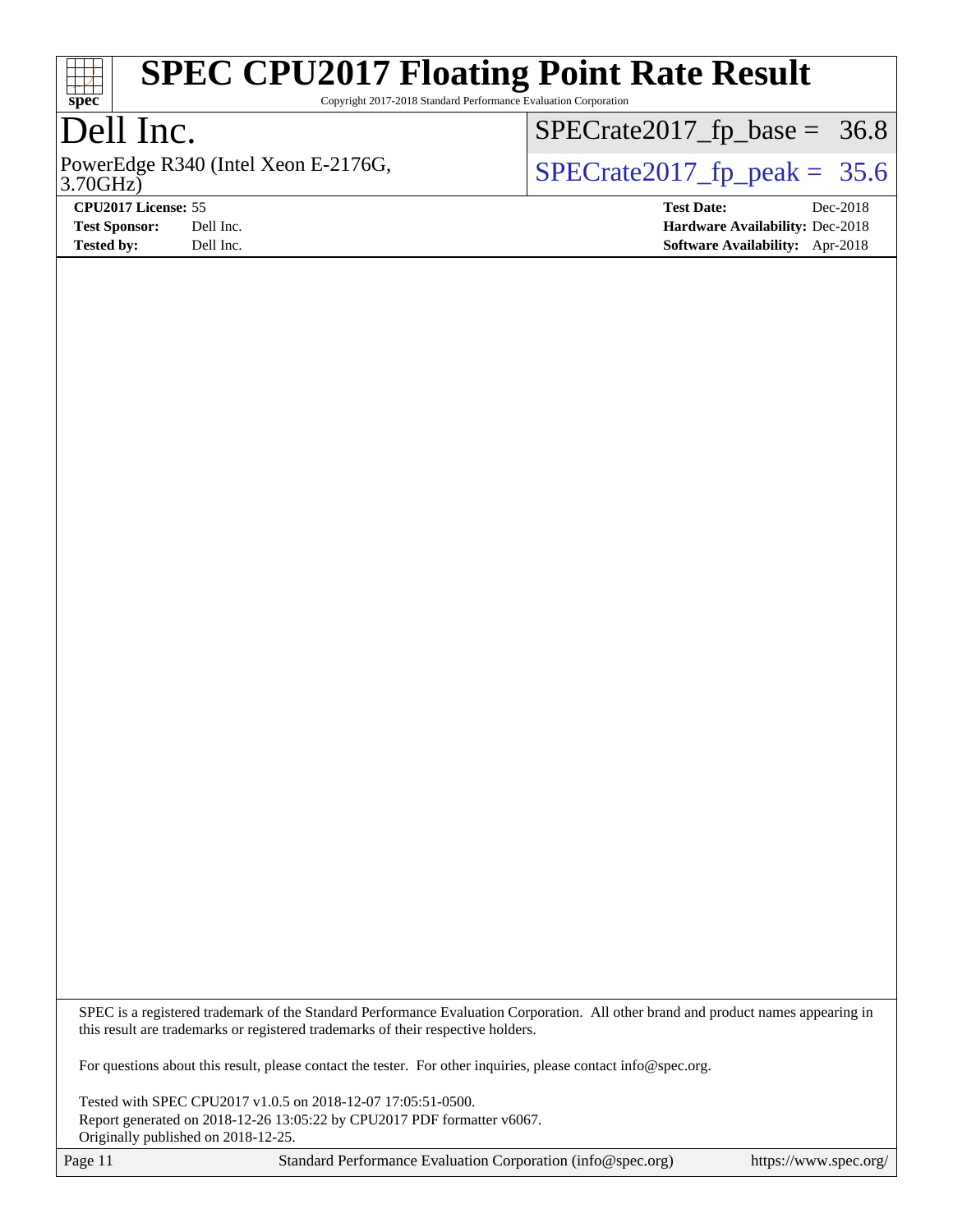SPEC is a registered trademark of the Standard Performance Evaluation Corporation. All other brand and product names appearing in this result are trademarks or registered trademarks of their respective holders.

For questions about this result, please contact the tester. For other inquiries, please contact info@spec.org.

Tested with SPEC CPU2017 v1.0.5 on 2018-12-07 17:05:51-0500.
Report generated on 2018-12-26 13:05:22 by CPU2017 PDF formatter v6067.
Originally published on 2018-12-25.